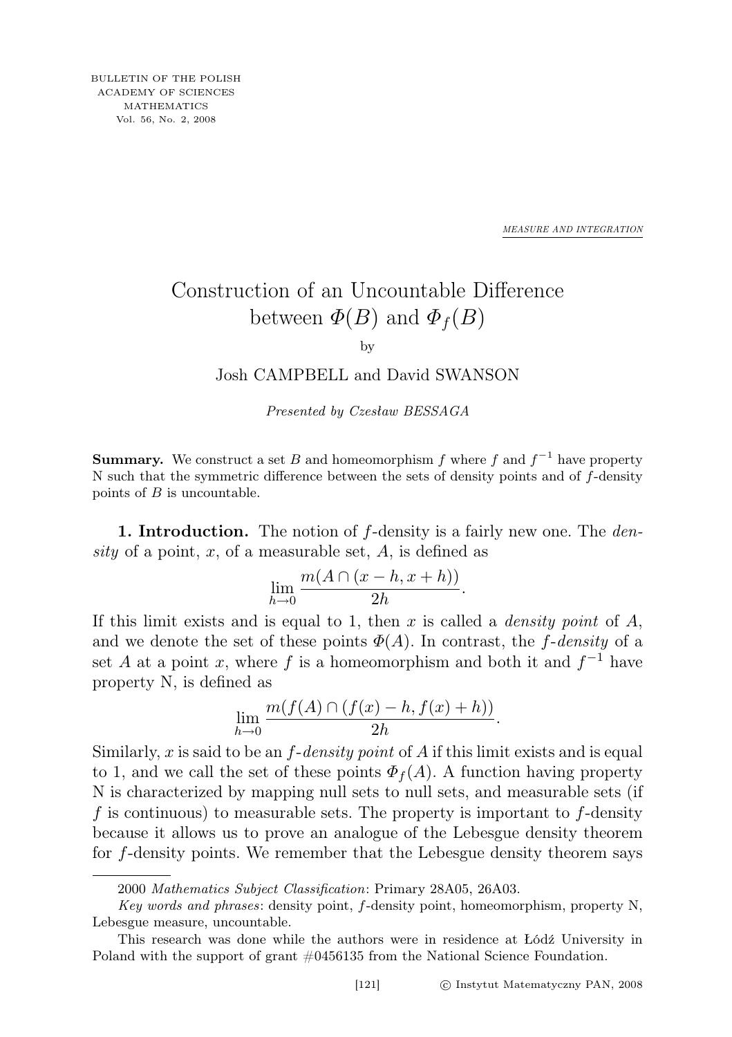MEASURE AND INTEGRATION

# Construction of an Uncountable Difference between $\Phi(B)$ and $\Phi_f(B)$

by

Josh CAMPBELL and David SWANSON

*Presented by Czesław BESSAGA*

**Summary.** We construct a set $B$ and homeomorphism $f$ where $f$ and $f^{-1}$ have property N such that the symmetric difference between the sets of density points and of $f$-density points of $B$ is uncountable.

**1. Introduction.** The notion of $f$-density is a fairly new one. The *density* of a point, $x$, of a measurable set, $A$, is defined as

$$\lim_{h \to 0} \frac{m(A \cap (x-h, x+h))}{2h}.$$

If this limit exists and is equal to 1, then $x$ is called a *density point* of $A$, and we denote the set of these points $\Phi(A)$. In contrast, the *$f$-density* of a set $A$ at a point $x$, where $f$ is a homeomorphism and both it and $f^{-1}$ have property N, is defined as

$$\lim_{h \to 0} \frac{m(f(A) \cap (f(x)-h, f(x)+h))}{2h}.$$

Similarly, $x$ is said to be an *$f$-density point* of $A$ if this limit exists and is equal to 1, and we call the set of these points $\Phi_f(A)$. A function having property N is characterized by mapping null sets to null sets, and measurable sets (if $f$ is continuous) to measurable sets. The property is important to $f$-density because it allows us to prove an analogue of the Lebesgue density theorem for $f$-density points. We remember that the Lebesgue density theorem says

---

2000 *Mathematics Subject Classification*: Primary 28A05, 26A03.

*Key words and phrases*: density point, $f$-density point, homeomorphism, property N, Lebesgue measure, uncountable.

This research was done while the authors were in residence at Łódź University in Poland with the support of grant #0456135 from the National Science Foundation.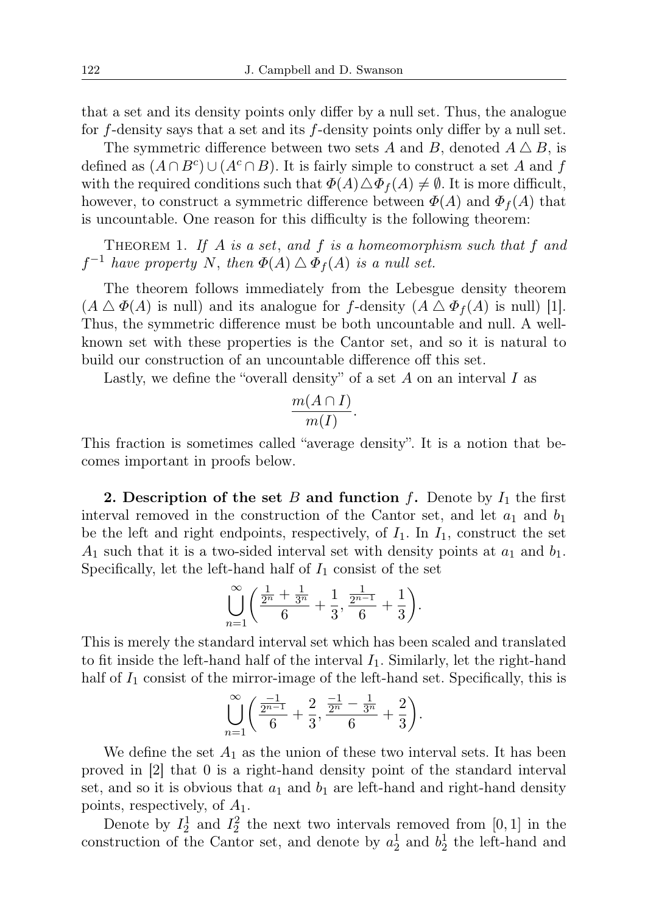that a set and its density points only differ by a null set. Thus, the analogue for $f$-density says that a set and its $f$-density points only differ by a null set.

The symmetric difference between two sets $A$ and $B$, denoted $A \triangle B$, is defined as $(A \cap B^c) \cup (A^c \cap B)$. It is fairly simple to construct a set $A$ and $f$ with the required conditions such that $\Phi(A) \triangle \Phi_f(A) \neq \emptyset$. It is more difficult, however, to construct a symmetric difference between $\Phi(A)$ and $\Phi_f(A)$ that is uncountable. One reason for this difficulty is the following theorem:

THEOREM 1. *If $A$ is a set, and $f$ is a homeomorphism such that $f$ and $f^{-1}$ have property N, then $\Phi(A) \triangle \Phi_f(A)$ is a null set.*

The theorem follows immediately from the Lebesgue density theorem ($A \triangle \Phi(A)$ is null) and its analogue for $f$-density ($A \triangle \Phi_f(A)$ is null) [1]. Thus, the symmetric difference must be both uncountable and null. A well-known set with these properties is the Cantor set, and so it is natural to build our construction of an uncountable difference off this set.

Lastly, we define the "overall density" of a set $A$ on an interval $I$ as

$$\frac{m(A \cap I)}{m(I)}.$$

This fraction is sometimes called "average density". It is a notion that becomes important in proofs below.

**2. Description of the set $B$ and function $f$.** Denote by $I_1$ the first interval removed in the construction of the Cantor set, and let $a_1$ and $b_1$ be the left and right endpoints, respectively, of $I_1$. In $I_1$, construct the set $A_1$ such that it is a two-sided interval set with density points at $a_1$ and $b_1$. Specifically, let the left-hand half of $I_1$ consist of the set

$$\bigcup_{n=1}^{\infty} \left( \frac{\frac{1}{2^n} + \frac{1}{3^n}}{6} + \frac{1}{3}, \frac{\frac{1}{2^{n-1}}}{6} + \frac{1}{3} \right).$$

This is merely the standard interval set which has been scaled and translated to fit inside the left-hand half of the interval $I_1$. Similarly, let the right-hand half of $I_1$ consist of the mirror-image of the left-hand set. Specifically, this is

$$\bigcup_{n=1}^{\infty} \left( \frac{\frac{-1}{2^{n-1}}}{6} + \frac{2}{3}, \frac{\frac{-1}{2^n} - \frac{1}{3^n}}{6} + \frac{2}{3} \right).$$

We define the set $A_1$ as the union of these two interval sets. It has been proved in [2] that 0 is a right-hand density point of the standard interval set, and so it is obvious that $a_1$ and $b_1$ are left-hand and right-hand density points, respectively, of $A_1$.

Denote by $I_2^1$ and $I_2^2$ the next two intervals removed from $[0, 1]$ in the construction of the Cantor set, and denote by $a_2^1$ and $b_2^1$ the left-hand and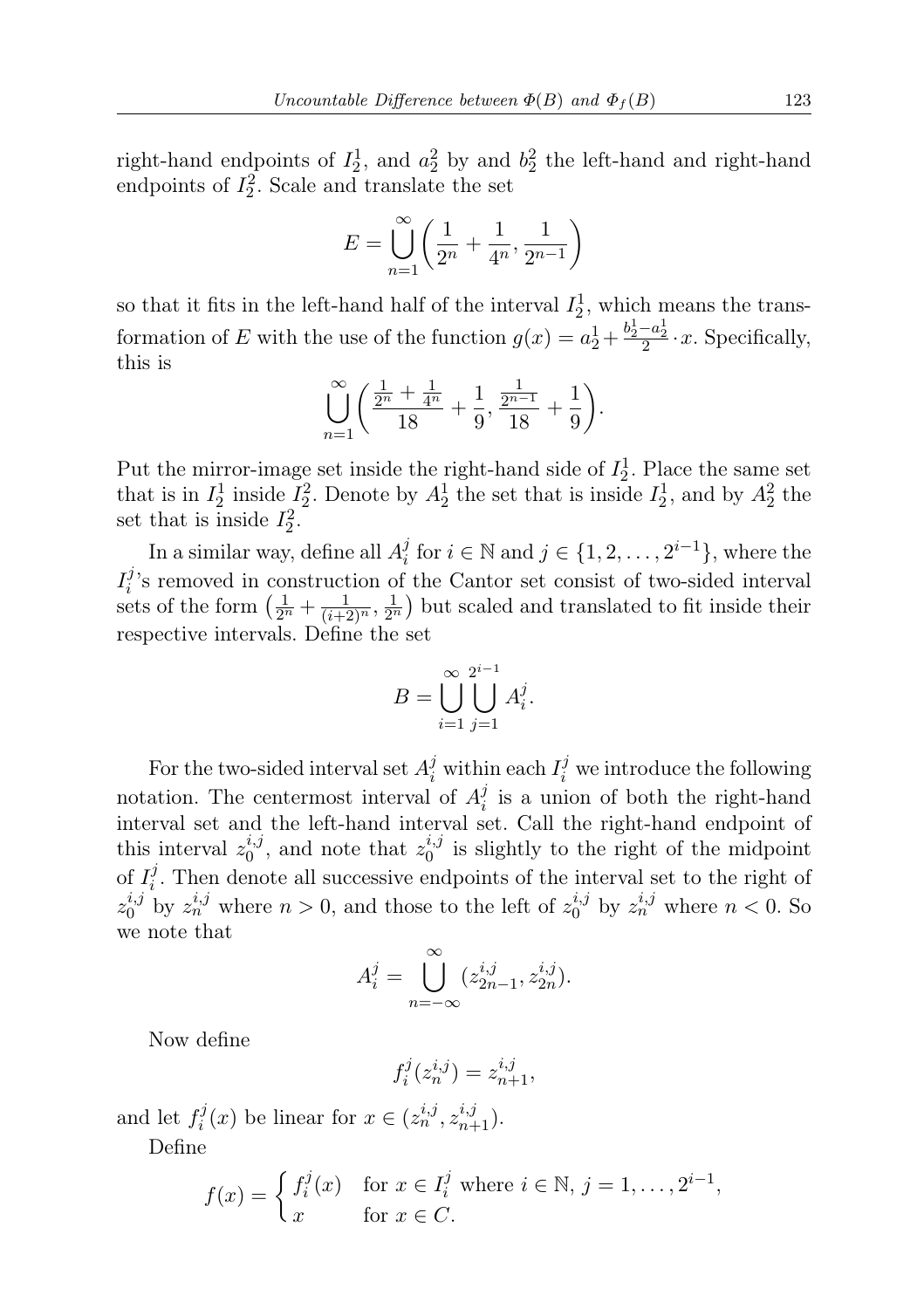right-hand endpoints of $I_2^1$, and $a_2^2$ by and $b_2^2$ the left-hand and right-hand endpoints of $I_2^2$. Scale and translate the set

$$E = \bigcup_{n=1}^{\infty} \left( \frac{1}{2^n} + \frac{1}{4^n}, \frac{1}{2^{n-1}} \right)$$

so that it fits in the left-hand half of the interval $I_2^1$, which means the transformation of $E$ with the use of the function $g(x) = a_2^1 + \frac{b_2^1 - a_2^1}{2} \cdot x$. Specifically, this is

$$\bigcup_{n=1}^{\infty} \left( \frac{\frac{1}{2^n} + \frac{1}{4^n}}{18} + \frac{1}{9}, \frac{\frac{1}{2^{n-1}}}{18} + \frac{1}{9} \right).$$

Put the mirror-image set inside the right-hand side of $I_2^1$. Place the same set that is in $I_2^1$ inside $I_2^2$. Denote by $A_2^1$ the set that is inside $I_2^1$, and by $A_2^2$ the set that is inside $I_2^2$.

In a similar way, define all $A_i^j$ for $i \in \mathbb{N}$ and $j \in \{1, 2, \ldots, 2^{i-1}\}$, where the $I_i^j$'s removed in construction of the Cantor set consist of two-sided interval sets of the form $\left(\frac{1}{2^n} + \frac{1}{(i+2)^n}, \frac{1}{2^n}\right)$ but scaled and translated to fit inside their respective intervals. Define the set

$$B = \bigcup_{i=1}^{\infty} \bigcup_{j=1}^{2^{i-1}} A_i^j.$$

For the two-sided interval set $A_i^j$ within each $I_i^j$ we introduce the following notation. The centermost interval of $A_i^j$ is a union of both the right-hand interval set and the left-hand interval set. Call the right-hand endpoint of this interval $z_0^{i,j}$, and note that $z_0^{i,j}$ is slightly to the right of the midpoint of $I_i^j$. Then denote all successive endpoints of the interval set to the right of $z_0^{i,j}$ by $z_n^{i,j}$ where $n > 0$, and those to the left of $z_0^{i,j}$ by $z_n^{i,j}$ where $n < 0$. So we note that

$$A_i^j = \bigcup_{n=-\infty}^{\infty} (z_{2n-1}^{i,j}, z_{2n}^{i,j}).$$

Now define

$$f_i^j(z_n^{i,j}) = z_{n+1}^{i,j},$$

and let $f_i^j(x)$ be linear for $x \in (z_n^{i,j}, z_{n+1}^{i,j})$.

Define

$$f(x) = \begin{cases} f_i^j(x) & \text{for } x \in I_i^j \text{ where } i \in \mathbb{N},\ j = 1, \ldots, 2^{i-1}, \\ x & \text{for } x \in C. \end{cases}$$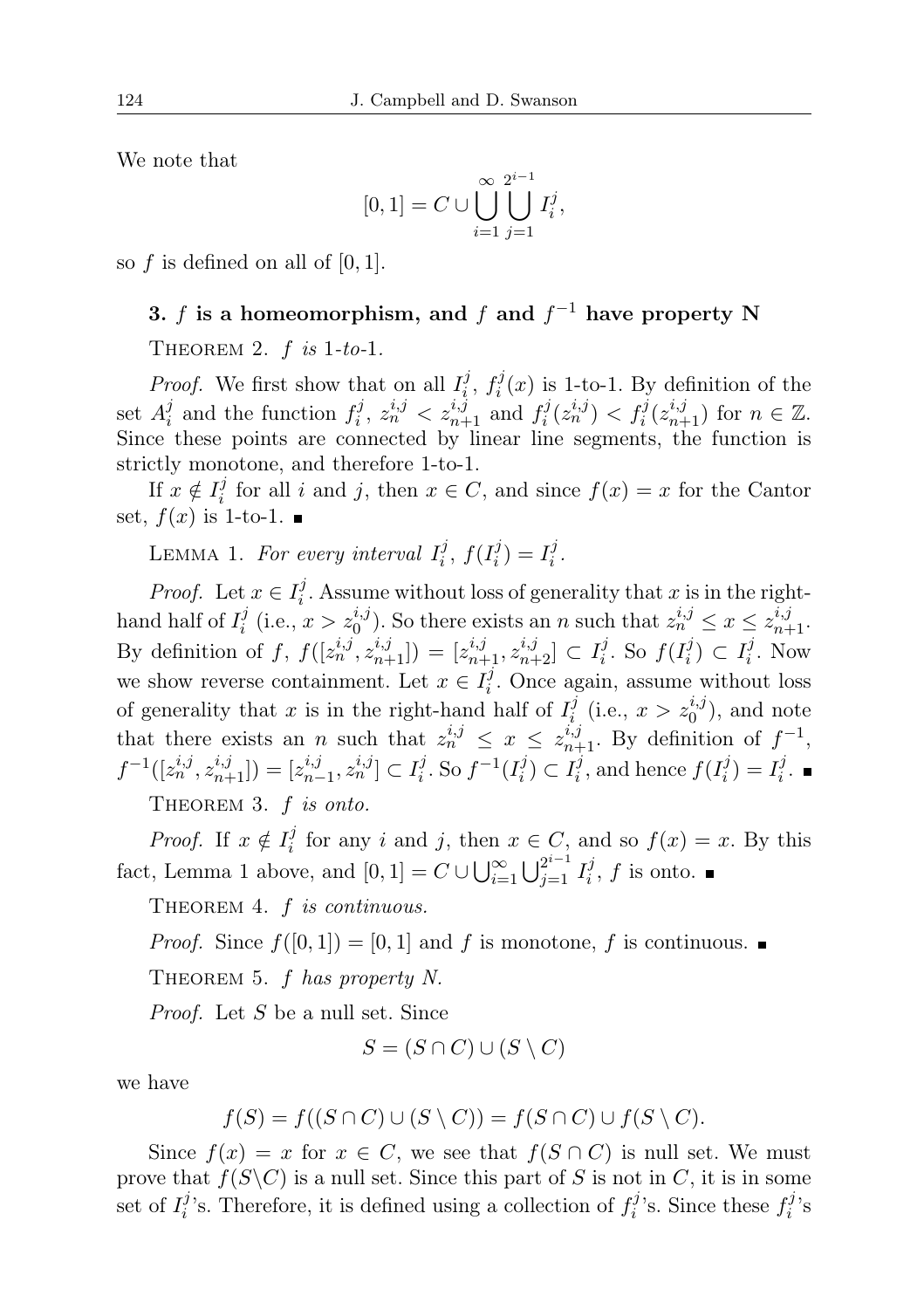We note that

$$[0,1] = C \cup \bigcup_{i=1}^{\infty} \bigcup_{j=1}^{2^{i-1}} I_i^j,$$

so $f$ is defined on all of $[0,1]$.

## 3. $f$ is a homeomorphism, and $f$ and $f^{-1}$ have property N

Theorem 2. *$f$ is 1-to-1.*

*Proof.* We first show that on all $I_i^j$, $f_i^j(x)$ is 1-to-1. By definition of the set $A_i^j$ and the function $f_i^j$, $z_n^{i,j} < z_{n+1}^{i,j}$ and $f_i^j(z_n^{i,j}) < f_i^j(z_{n+1}^{i,j})$ for $n \in \mathbb{Z}$. Since these points are connected by linear line segments, the function is strictly monotone, and therefore 1-to-1.

If $x \notin I_i^j$ for all $i$ and $j$, then $x \in C$, and since $f(x) = x$ for the Cantor set, $f(x)$ is 1-to-1. ∎

Lemma 1. *For every interval $I_i^j$, $f(I_i^j) = I_i^j$.*

*Proof.* Let $x \in I_i^j$. Assume without loss of generality that $x$ is in the right-hand half of $I_i^j$ (i.e., $x > z_0^{i,j}$). So there exists an $n$ such that $z_n^{i,j} \le x \le z_{n+1}^{i,j}$. By definition of $f$, $f([z_n^{i,j}, z_{n+1}^{i,j}]) = [z_{n+1}^{i,j}, z_{n+2}^{i,j}] \subset I_i^j$. So $f(I_i^j) \subset I_i^j$. Now we show reverse containment. Let $x \in I_i^j$. Once again, assume without loss of generality that $x$ is in the right-hand half of $I_i^j$ (i.e., $x > z_0^{i,j}$), and note that there exists an $n$ such that $z_n^{i,j} \le x \le z_{n+1}^{i,j}$. By definition of $f^{-1}$, $f^{-1}([z_n^{i,j}, z_{n+1}^{i,j}]) = [z_{n-1}^{i,j}, z_n^{i,j}] \subset I_i^j$. So $f^{-1}(I_i^j) \subset I_i^j$, and hence $f(I_i^j) = I_i^j$. ∎

Theorem 3. *$f$ is onto.*

*Proof.* If $x \notin I_i^j$ for any $i$ and $j$, then $x \in C$, and so $f(x) = x$. By this fact, Lemma 1 above, and $[0,1] = C \cup \bigcup_{i=1}^{\infty} \bigcup_{j=1}^{2^{i-1}} I_i^j$, $f$ is onto. ∎

Theorem 4. *$f$ is continuous.*

*Proof.* Since $f([0,1]) = [0,1]$ and $f$ is monotone, $f$ is continuous. ∎

Theorem 5. *$f$ has property N.*

*Proof.* Let $S$ be a null set. Since

$$S = (S \cap C) \cup (S \setminus C)$$

we have

$$f(S) = f((S \cap C) \cup (S \setminus C)) = f(S \cap C) \cup f(S \setminus C).$$

Since $f(x) = x$ for $x \in C$, we see that $f(S \cap C)$ is null set. We must prove that $f(S \setminus C)$ is a null set. Since this part of $S$ is not in $C$, it is in some set of $I_i^j$'s. Therefore, it is defined using a collection of $f_i^j$'s. Since these $f_i^j$'s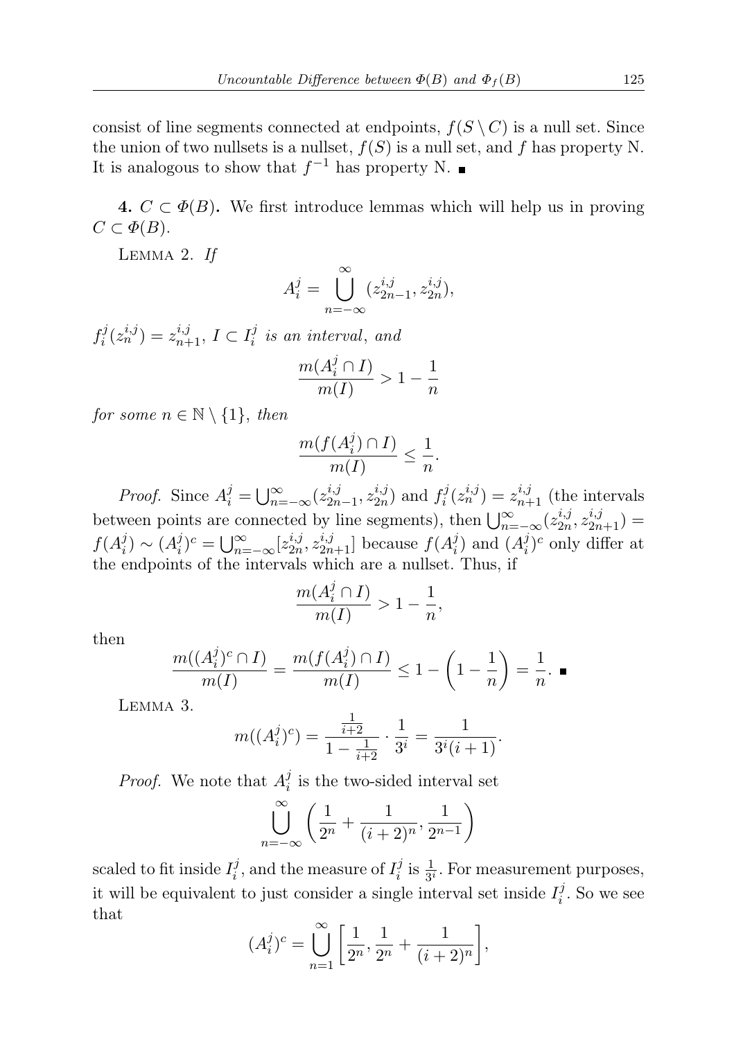consist of line segments connected at endpoints, $f(S \setminus C)$ is a null set. Since the union of two nullsets is a nullset, $f(S)$ is a null set, and $f$ has property N. It is analogous to show that $f^{-1}$ has property N. ∎

**4.** $C \subset \Phi(B)$**.** We first introduce lemmas which will help us in proving $C \subset \Phi(B)$.

Lemma 2. *If*

$$A_i^j = \bigcup_{n=-\infty}^{\infty} (z_{2n-1}^{i,j}, z_{2n}^{i,j}),$$

$f_i^j(z_n^{i,j}) = z_{n+1}^{i,j}$, $I \subset I_i^j$ *is an interval, and*

$$\frac{m(A_i^j \cap I)}{m(I)} > 1 - \frac{1}{n}$$

*for some* $n \in \mathbb{N} \setminus \{1\}$, *then*

$$\frac{m(f(A_i^j) \cap I)}{m(I)} \leq \frac{1}{n}.$$

*Proof.* Since $A_i^j = \bigcup_{n=-\infty}^{\infty} (z_{2n-1}^{i,j}, z_{2n}^{i,j})$ and $f_i^j(z_n^{i,j}) = z_{n+1}^{i,j}$ (the intervals between points are connected by line segments), then $\bigcup_{n=-\infty}^{\infty} (z_{2n}^{i,j}, z_{2n+1}^{i,j}) = f(A_i^j) \sim (A_i^j)^c = \bigcup_{n=-\infty}^{\infty} [z_{2n}^{i,j}, z_{2n+1}^{i,j}]$ because $f(A_i^j)$ and $(A_i^j)^c$ only differ at the endpoints of the intervals which are a nullset. Thus, if

$$\frac{m(A_i^j \cap I)}{m(I)} > 1 - \frac{1}{n},$$

then

$$\frac{m((A_i^j)^c \cap I)}{m(I)} = \frac{m(f(A_i^j) \cap I)}{m(I)} \leq 1 - \left(1 - \frac{1}{n}\right) = \frac{1}{n}. \;\blacksquare$$

Lemma 3.

$$m((A_i^j)^c) = \frac{\frac{1}{i+2}}{1 - \frac{1}{i+2}} \cdot \frac{1}{3^i} = \frac{1}{3^i(i+1)}.$$

*Proof.* We note that $A_i^j$ is the two-sided interval set

$$\bigcup_{n=-\infty}^{\infty} \left( \frac{1}{2^n} + \frac{1}{(i+2)^n}, \frac{1}{2^{n-1}} \right)$$

scaled to fit inside $I_i^j$, and the measure of $I_i^j$ is $\frac{1}{3^i}$. For measurement purposes, it will be equivalent to just consider a single interval set inside $I_i^j$. So we see that

$$(A_i^j)^c = \bigcup_{n=1}^{\infty} \left[ \frac{1}{2^n}, \frac{1}{2^n} + \frac{1}{(i+2)^n} \right],$$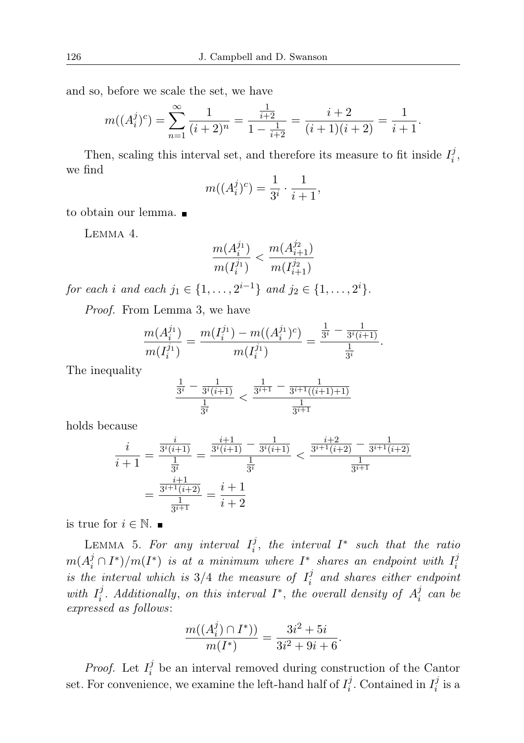and so, before we scale the set, we have

$$m((A_i^j)^c) = \sum_{n=1}^{\infty} \frac{1}{(i+2)^n} = \frac{\frac{1}{i+2}}{1-\frac{1}{i+2}} = \frac{i+2}{(i+1)(i+2)} = \frac{1}{i+1}.$$

Then, scaling this interval set, and therefore its measure to fit inside $I_i^j$, we find

$$m((A_i^j)^c) = \frac{1}{3^i} \cdot \frac{1}{i+1},$$

to obtain our lemma. ∎

Lemma 4.

$$\frac{m(A_i^{j_1})}{m(I_i^{j_1})} < \frac{m(A_{i+1}^{j_2})}{m(I_{i+1}^{j_2})}$$

*for each $i$ and each $j_1 \in \{1, \ldots, 2^{i-1}\}$ and $j_2 \in \{1, \ldots, 2^i\}$.*

*Proof.* From Lemma 3, we have

$$\frac{m(A_i^{j_1})}{m(I_i^{j_1})} = \frac{m(I_i^{j_1}) - m((A_i^{j_1})^c)}{m(I_i^{j_1})} = \frac{\frac{1}{3^i} - \frac{1}{3^i(i+1)}}{\frac{1}{3^i}}.$$

The inequality

$$\frac{\frac{1}{3^i} - \frac{1}{3^i(i+1)}}{\frac{1}{3^i}} < \frac{\frac{1}{3^{i+1}} - \frac{1}{3^{i+1}((i+1)+1)}}{\frac{1}{3^{i+1}}}$$

holds because

$$\frac{i}{i+1} = \frac{\frac{i}{3^i(i+1)}}{\frac{1}{3^i}} = \frac{\frac{i+1}{3^i(i+1)} - \frac{1}{3^i(i+1)}}{\frac{1}{3^i}} < \frac{\frac{i+2}{3^{i+1}(i+2)} - \frac{1}{3^{i+1}(i+2)}}{\frac{1}{3^{i+1}}}$$
$$= \frac{\frac{i+1}{3^{i+1}(i+2)}}{\frac{1}{3^{i+1}}} = \frac{i+1}{i+2}$$

is true for $i \in \mathbb{N}$. ∎

Lemma 5. *For any interval $I_i^j$, the interval $I^*$ such that the ratio $m(A_i^j \cap I^*)/m(I^*)$ is at a minimum where $I^*$ shares an endpoint with $I_i^j$ is the interval which is $3/4$ the measure of $I_i^j$ and shares either endpoint with $I_i^j$. Additionally, on this interval $I^*$, the overall density of $A_i^j$ can be expressed as follows*:

$$\frac{m((A_i^j) \cap I^*))}{m(I^*)} = \frac{3i^2 + 5i}{3i^2 + 9i + 6}.$$

*Proof.* Let $I_i^j$ be an interval removed during construction of the Cantor set. For convenience, we examine the left-hand half of $I_i^j$. Contained in $I_i^j$ is a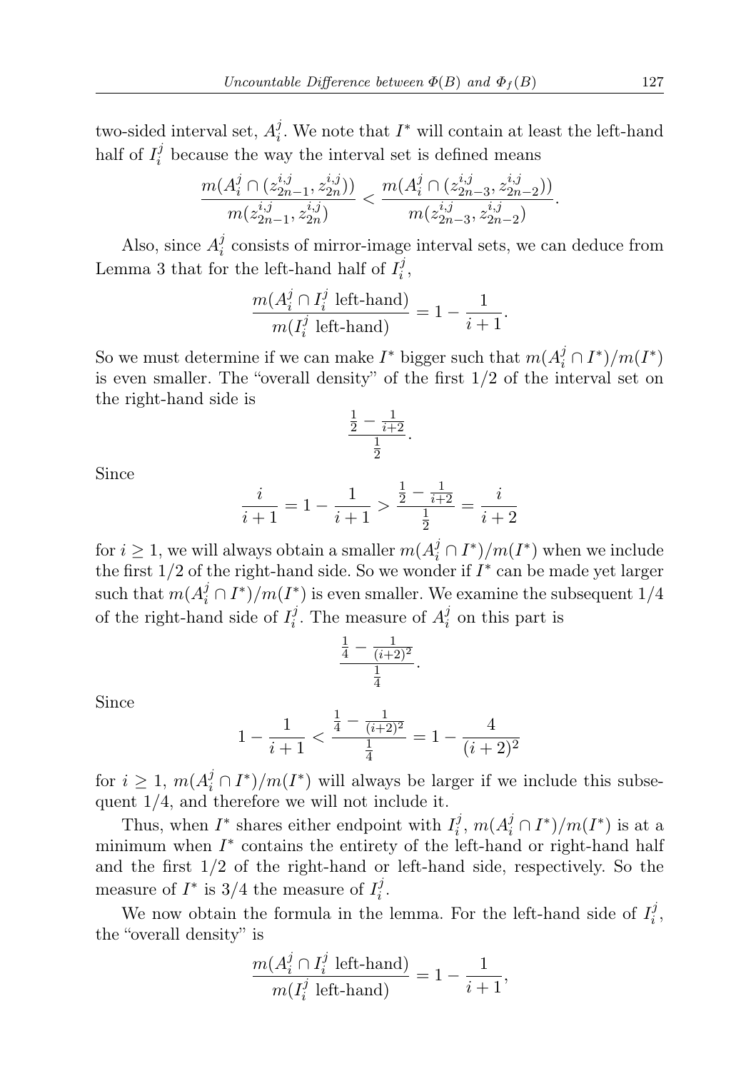two-sided interval set, $A_i^j$. We note that $I^*$ will contain at least the left-hand half of $I_i^j$ because the way the interval set is defined means

$$\frac{m(A_i^j \cap (z_{2n-1}^{i,j}, z_{2n}^{i,j}))}{m(z_{2n-1}^{i,j}, z_{2n}^{i,j})} < \frac{m(A_i^j \cap (z_{2n-3}^{i,j}, z_{2n-2}^{i,j}))}{m(z_{2n-3}^{i,j}, z_{2n-2}^{i,j})}.$$

Also, since $A_i^j$ consists of mirror-image interval sets, we can deduce from Lemma 3 that for the left-hand half of $I_i^j$,

$$\frac{m(A_i^j \cap I_i^j \text{ left-hand})}{m(I_i^j \text{ left-hand})} = 1 - \frac{1}{i+1}.$$

So we must determine if we can make $I^*$ bigger such that $m(A_i^j \cap I^*)/m(I^*)$ is even smaller. The "overall density" of the first $1/2$ of the interval set on the right-hand side is

$$\frac{\frac{1}{2} - \frac{1}{i+2}}{\frac{1}{2}}.$$

Since

$$\frac{i}{i+1} = 1 - \frac{1}{i+1} > \frac{\frac{1}{2} - \frac{1}{i+2}}{\frac{1}{2}} = \frac{i}{i+2}$$

for $i \geq 1$, we will always obtain a smaller $m(A_i^j \cap I^*)/m(I^*)$ when we include the first $1/2$ of the right-hand side. So we wonder if $I^*$ can be made yet larger such that $m(A_i^j \cap I^*)/m(I^*)$ is even smaller. We examine the subsequent $1/4$ of the right-hand side of $I_i^j$. The measure of $A_i^j$ on this part is

$$\frac{\frac{1}{4} - \frac{1}{(i+2)^2}}{\frac{1}{4}}.$$

Since

$$1 - \frac{1}{i+1} < \frac{\frac{1}{4} - \frac{1}{(i+2)^2}}{\frac{1}{4}} = 1 - \frac{4}{(i+2)^2}$$

for $i \geq 1$, $m(A_i^j \cap I^*)/m(I^*)$ will always be larger if we include this subsequent $1/4$, and therefore we will not include it.

Thus, when $I^*$ shares either endpoint with $I_i^j$, $m(A_i^j \cap I^*)/m(I^*)$ is at a minimum when $I^*$ contains the entirety of the left-hand or right-hand half and the first $1/2$ of the right-hand or left-hand side, respectively. So the measure of $I^*$ is $3/4$ the measure of $I_i^j$.

We now obtain the formula in the lemma. For the left-hand side of $I_i^j$, the "overall density" is

$$\frac{m(A_i^j \cap I_i^j \text{ left-hand})}{m(I_i^j \text{ left-hand})} = 1 - \frac{1}{i+1},$$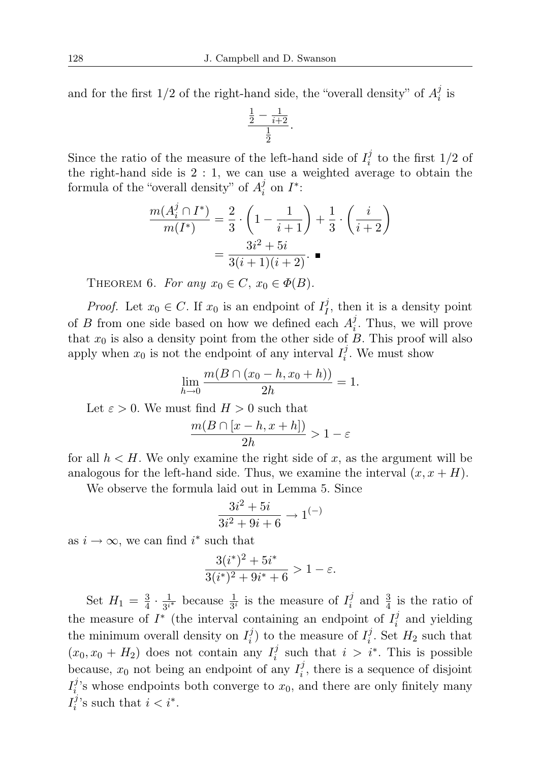and for the first 1/2 of the right-hand side, the "overall density" of $A_i^j$ is

$$\frac{\frac{1}{2} - \frac{1}{i+2}}{\frac{1}{2}}.$$

Since the ratio of the measure of the left-hand side of $I_i^j$ to the first 1/2 of the right-hand side is 2 : 1, we can use a weighted average to obtain the formula of the "overall density" of $A_i^j$ on $I^*$:

$$\begin{aligned}\frac{m(A_i^j \cap I^*)}{m(I^*)} &= \frac{2}{3} \cdot \left(1 - \frac{1}{i+1}\right) + \frac{1}{3} \cdot \left(\frac{i}{i+2}\right)\\ &= \frac{3i^2 + 5i}{3(i+1)(i+2)}. \blacksquare\end{aligned}$$

THEOREM 6. *For any $x_0 \in C$, $x_0 \in \Phi(B)$.*

*Proof.* Let $x_0 \in C$. If $x_0$ is an endpoint of $I_I^j$, then it is a density point of $B$ from one side based on how we defined each $A_i^j$. Thus, we will prove that $x_0$ is also a density point from the other side of $B$. This proof will also apply when $x_0$ is not the endpoint of any interval $I_i^j$. We must show

$$\lim_{h \to 0} \frac{m(B \cap (x_0 - h, x_0 + h))}{2h} = 1.$$

Let $\varepsilon > 0$. We must find $H > 0$ such that

$$\frac{m(B \cap [x - h, x + h])}{2h} > 1 - \varepsilon$$

for all $h < H$. We only examine the right side of $x$, as the argument will be analogous for the left-hand side. Thus, we examine the interval $(x, x + H)$.

We observe the formula laid out in Lemma 5. Since

$$\frac{3i^2 + 5i}{3i^2 + 9i + 6} \to 1^{(-)}$$

as $i \to \infty$, we can find $i^*$ such that

$$\frac{3(i^*)^2 + 5i^*}{3(i^*)^2 + 9i^* + 6} > 1 - \varepsilon.$$

Set $H_1 = \frac{3}{4} \cdot \frac{1}{3^{i^*}}$ because $\frac{1}{3^i}$ is the measure of $I_i^j$ and $\frac{3}{4}$ is the ratio of the measure of $I^*$ (the interval containing an endpoint of $I_i^j$ and yielding the minimum overall density on $I_i^j$) to the measure of $I_i^j$. Set $H_2$ such that $(x_0, x_0 + H_2)$ does not contain any $I_i^j$ such that $i > i^*$. This is possible because, $x_0$ not being an endpoint of any $I_i^j$, there is a sequence of disjoint $I_i^j$'s whose endpoints both converge to $x_0$, and there are only finitely many $I_i^j$'s such that $i < i^*$.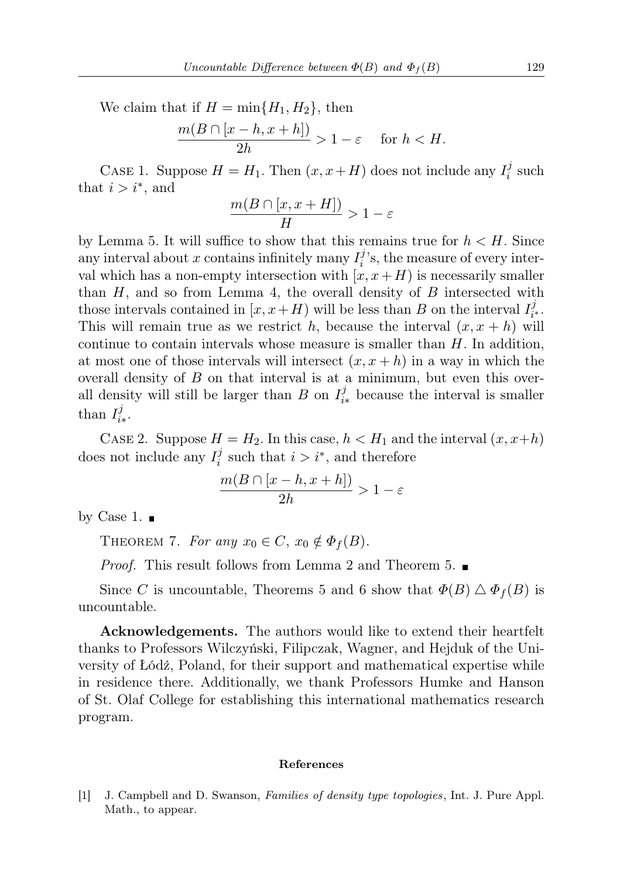We claim that if $H = \min\{H_1, H_2\}$, then

$$\frac{m(B \cap [x-h, x+h])}{2h} > 1 - \varepsilon \quad \text{for } h < H.$$

Case 1. Suppose $H = H_1$. Then $(x, x+H)$ does not include any $I_i^j$ such that $i > i^*$, and

$$\frac{m(B \cap [x, x+H])}{H} > 1 - \varepsilon$$

by Lemma 5. It will suffice to show that this remains true for $h < H$. Since any interval about $x$ contains infinitely many $I_i^j$'s, the measure of every interval which has a non-empty intersection with $[x, x+H)$ is necessarily smaller than $H$, and so from Lemma 4, the overall density of $B$ intersected with those intervals contained in $[x, x+H)$ will be less than $B$ on the interval $I_{i^*}^j$. This will remain true as we restrict $h$, because the interval $(x, x+h)$ will continue to contain intervals whose measure is smaller than $H$. In addition, at most one of those intervals will intersect $(x, x+h)$ in a way in which the overall density of $B$ on that interval is at a minimum, but even this overall density will still be larger than $B$ on $I_{i*}^j$ because the interval is smaller than $I_{i*}^j$.

Case 2. Suppose $H = H_2$. In this case, $h < H_1$ and the interval $(x, x+h)$ does not include any $I_i^j$ such that $i > i^*$, and therefore

$$\frac{m(B \cap [x-h, x+h])}{2h} > 1 - \varepsilon$$

by Case 1. ∎

Theorem 7. *For any $x_0 \in C$, $x_0 \notin \Phi_f(B)$.*

*Proof.* This result follows from Lemma 2 and Theorem 5. ∎

Since $C$ is uncountable, Theorems 5 and 6 show that $\Phi(B) \triangle \Phi_f(B)$ is uncountable.

**Acknowledgements.** The authors would like to extend their heartfelt thanks to Professors Wilczyński, Filipczak, Wagner, and Hejduk of the University of Łódź, Poland, for their support and mathematical expertise while in residence there. Additionally, we thank Professors Humke and Hanson of St. Olaf College for establishing this international mathematics research program.

## References

[1] J. Campbell and D. Swanson, *Families of density type topologies*, Int. J. Pure Appl. Math., to appear.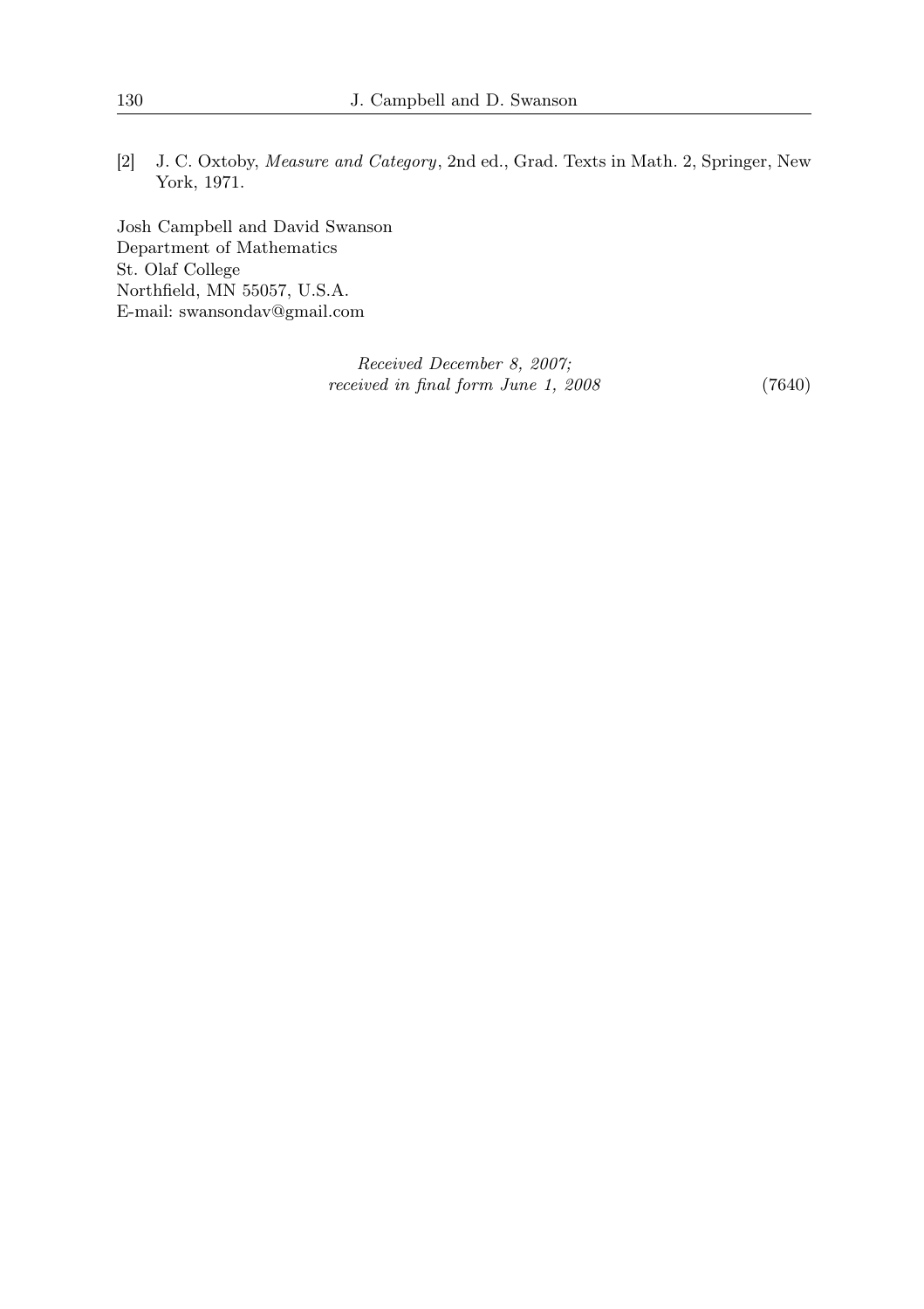[2] J. C. Oxtoby, *Measure and Category*, 2nd ed., Grad. Texts in Math. 2, Springer, New York, 1971.

Josh Campbell and David Swanson
Department of Mathematics
St. Olaf College
Northfield, MN 55057, U.S.A.
E-mail: swansondav@gmail.com

*Received December 8, 2007;*
*received in final form June 1, 2008* (7640)